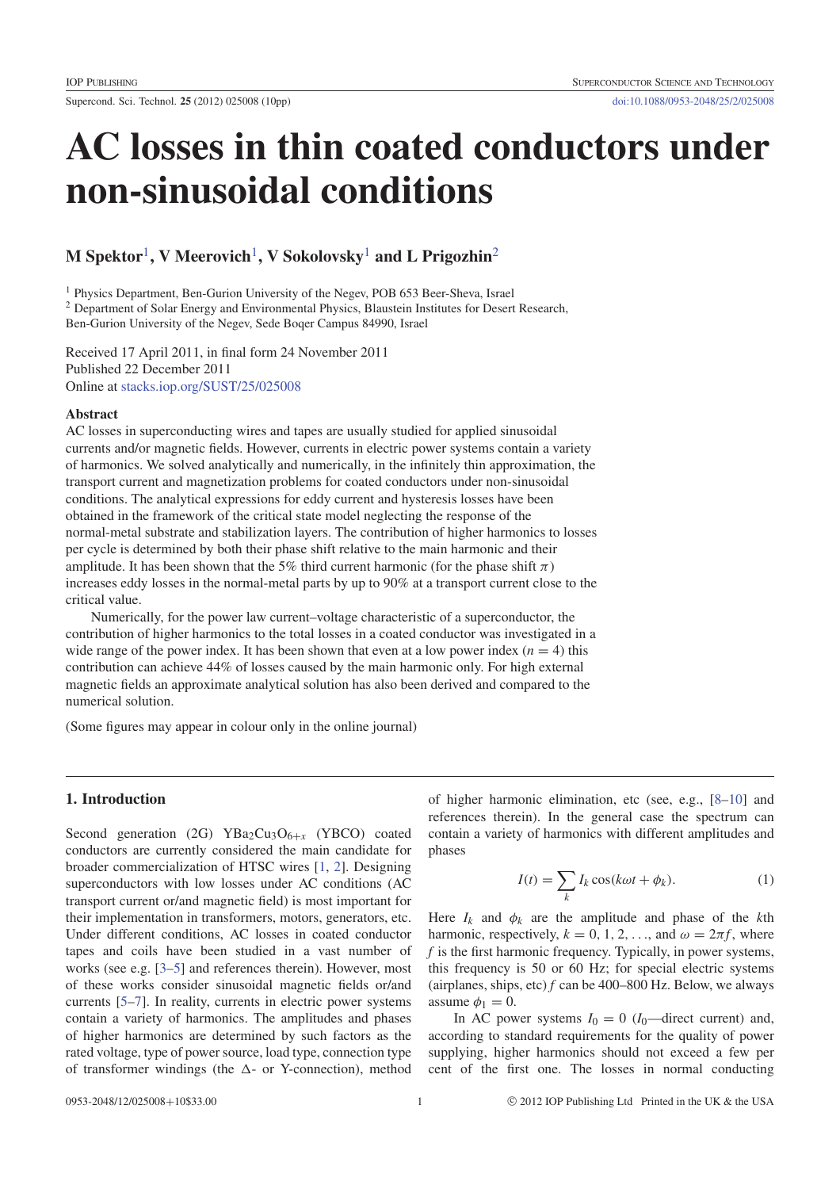# AC losses in thin coated conductors under non-sinusoidal conditions

**M Spektor[1], V Meerovich[1], V Sokolovsky[1] and L Prigozhin[2]**

[1] Physics Department, Ben-Gurion University of the Negev, POB 653 Beer-Sheva, Israel
[2] Department of Solar Energy and Environmental Physics, Blaustein Institutes for Desert Research, Ben-Gurion University of the Negev, Sede Boqer Campus 84990, Israel

Received 17 April 2011, in final form 24 November 2011
Published 22 December 2011
Online at stacks.iop.org/SUST/25/025008

### Abstract

AC losses in superconducting wires and tapes are usually studied for applied sinusoidal currents and/or magnetic fields. However, currents in electric power systems contain a variety of harmonics. We solved analytically and numerically, in the infinitely thin approximation, the transport current and magnetization problems for coated conductors under non-sinusoidal conditions. The analytical expressions for eddy current and hysteresis losses have been obtained in the framework of the critical state model neglecting the response of the normal-metal substrate and stabilization layers. The contribution of higher harmonics to losses per cycle is determined by both their phase shift relative to the main harmonic and their amplitude. It has been shown that the 5% third current harmonic (for the phase shift $\pi$) increases eddy losses in the normal-metal parts by up to 90% at a transport current close to the critical value.

Numerically, for the power law current–voltage characteristic of a superconductor, the contribution of higher harmonics to the total losses in a coated conductor was investigated in a wide range of the power index. It has been shown that even at a low power index ($n = 4$) this contribution can achieve 44% of losses caused by the main harmonic only. For high external magnetic fields an approximate analytical solution has also been derived and compared to the numerical solution.

(Some figures may appear in colour only in the online journal)

## 1. Introduction

Second generation (2G) $YBa_2Cu_3O_{6+x}$ (YBCO) coated conductors are currently considered the main candidate for broader commercialization of HTSC wires [1, 2]. Designing superconductors with low losses under AC conditions (AC transport current or/and magnetic field) is most important for their implementation in transformers, motors, generators, etc. Under different conditions, AC losses in coated conductor tapes and coils have been studied in a vast number of works (see e.g. [3–5] and references therein). However, most of these works consider sinusoidal magnetic fields or/and currents [5–7]. In reality, currents in electric power systems contain a variety of harmonics. The amplitudes and phases of higher harmonics are determined by such factors as the rated voltage, type of power source, load type, connection type of transformer windings (the Δ- or Y-connection), method of higher harmonic elimination, etc (see, e.g., [8–10] and references therein). In the general case the spectrum can contain a variety of harmonics with different amplitudes and phases

$$I(t) = \sum_k I_k \cos(k\omega t + \phi_k). \qquad (1)$$

Here $I_k$ and $\phi_k$ are the amplitude and phase of the $k$th harmonic, respectively, $k = 0, 1, 2, \ldots$, and $\omega = 2\pi f$, where $f$ is the first harmonic frequency. Typically, in power systems, this frequency is 50 or 60 Hz; for special electric systems (airplanes, ships, etc) $f$ can be 400–800 Hz. Below, we always assume $\phi_1 = 0$.

In AC power systems $I_0 = 0$ ($I_0$—direct current) and, according to standard requirements for the quality of power supplying, higher harmonics should not exceed a few per cent of the first one. The losses in normal conducting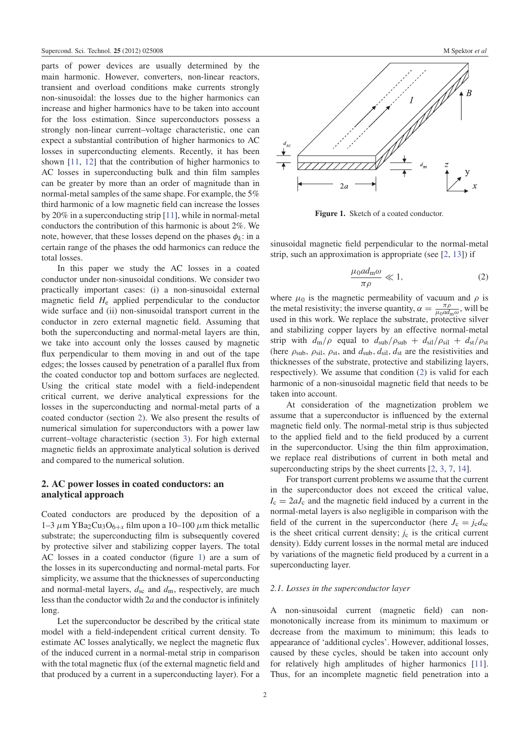parts of power devices are usually determined by the main harmonic. However, converters, non-linear reactors, transient and overload conditions make currents strongly non-sinusoidal: the losses due to the higher harmonics can increase and higher harmonics have to be taken into account for the loss estimation. Since superconductors possess a strongly non-linear current–voltage characteristic, one can expect a substantial contribution of higher harmonics to AC losses in superconducting elements. Recently, it has been shown [11, 12] that the contribution of higher harmonics to AC losses in superconducting bulk and thin film samples can be greater by more than an order of magnitude than in normal-metal samples of the same shape. For example, the 5% third harmonic of a low magnetic field can increase the losses by 20% in a superconducting strip [11], while in normal-metal conductors the contribution of this harmonic is about 2%. We note, however, that these losses depend on the phases $\phi_k$: in a certain range of the phases the odd harmonics can reduce the total losses.

In this paper we study the AC losses in a coated conductor under non-sinusoidal conditions. We consider two practically important cases: (i) a non-sinusoidal external magnetic field $H_e$ applied perpendicular to the conductor wide surface and (ii) non-sinusoidal transport current in the conductor in zero external magnetic field. Assuming that both the superconducting and normal-metal layers are thin, we take into account only the losses caused by magnetic flux perpendicular to them moving in and out of the tape edges; the losses caused by penetration of a parallel flux from the coated conductor top and bottom surfaces are neglected. Using the critical state model with a field-independent critical current, we derive analytical expressions for the losses in the superconducting and normal-metal parts of a coated conductor (section 2). We also present the results of numerical simulation for superconductors with a power law current–voltage characteristic (section 3). For high external magnetic fields an approximate analytical solution is derived and compared to the numerical solution.

## 2. AC power losses in coated conductors: an analytical approach

Coated conductors are produced by the deposition of a 1–3 $\mu$m $YBa_2Cu_3O_{6+x}$ film upon a 10–100 $\mu$m thick metallic substrate; the superconducting film is subsequently covered by protective silver and stabilizing copper layers. The total AC losses in a coated conductor (figure 1) are a sum of the losses in its superconducting and normal-metal parts. For simplicity, we assume that the thicknesses of superconducting and normal-metal layers, $d_{sc}$ and $d_m$, respectively, are much less than the conductor width $2a$ and the conductor is infinitely long.

Let the superconductor be described by the critical state model with a field-independent critical current density. To estimate AC losses analytically, we neglect the magnetic flux of the induced current in a normal-metal strip in comparison with the total magnetic flux (of the external magnetic field and that produced by a current in a superconducting layer). For a

**Figure 1.** Sketch of a coated conductor.

sinusoidal magnetic field perpendicular to the normal-metal strip, such an approximation is appropriate (see [2, 13]) if

$$\frac{\mu_0 a d_m \omega}{\pi \rho} \ll 1, \tag{2}$$

where $\mu_0$ is the magnetic permeability of vacuum and $\rho$ is the metal resistivity; the inverse quantity, $\alpha = \frac{\pi \rho}{\mu_0 a d_m \omega}$, will be used in this work. We replace the substrate, protective silver and stabilizing copper layers by an effective normal-metal strip with $d_m/\rho$ equal to $d_{sub}/\rho_{sub} + d_{sil}/\rho_{sil} + d_{st}/\rho_{st}$ (here $\rho_{sub}$, $\rho_{sil}$, $\rho_{st}$, and $d_{sub}$, $d_{sil}$, $d_{st}$ are the resistivities and thicknesses of the substrate, protective and stabilizing layers, respectively). We assume that condition (2) is valid for each harmonic of a non-sinusoidal magnetic field that needs to be taken into account.

At consideration of the magnetization problem we assume that a superconductor is influenced by the external magnetic field only. The normal-metal strip is thus subjected to the applied field and to the field produced by a current in the superconductor. Using the thin film approximation, we replace real distributions of current in both metal and superconducting strips by the sheet currents [2, 3, 7, 14].

For transport current problems we assume that the current in the superconductor does not exceed the critical value, $I_c = 2aJ_c$ and the magnetic field induced by a current in the normal-metal layers is also negligible in comparison with the field of the current in the superconductor (here $J_c = j_c d_{sc}$ is the sheet critical current density; $j_c$ is the critical current density). Eddy current losses in the normal metal are induced by variations of the magnetic field produced by a current in a superconducting layer.

### 2.1. Losses in the superconductor layer

A non-sinusoidal current (magnetic field) can non-monotonically increase from its minimum to maximum or decrease from the maximum to minimum; this leads to appearance of 'additional cycles'. However, additional losses, caused by these cycles, should be taken into account only for relatively high amplitudes of higher harmonics [11]. Thus, for an incomplete magnetic field penetration into a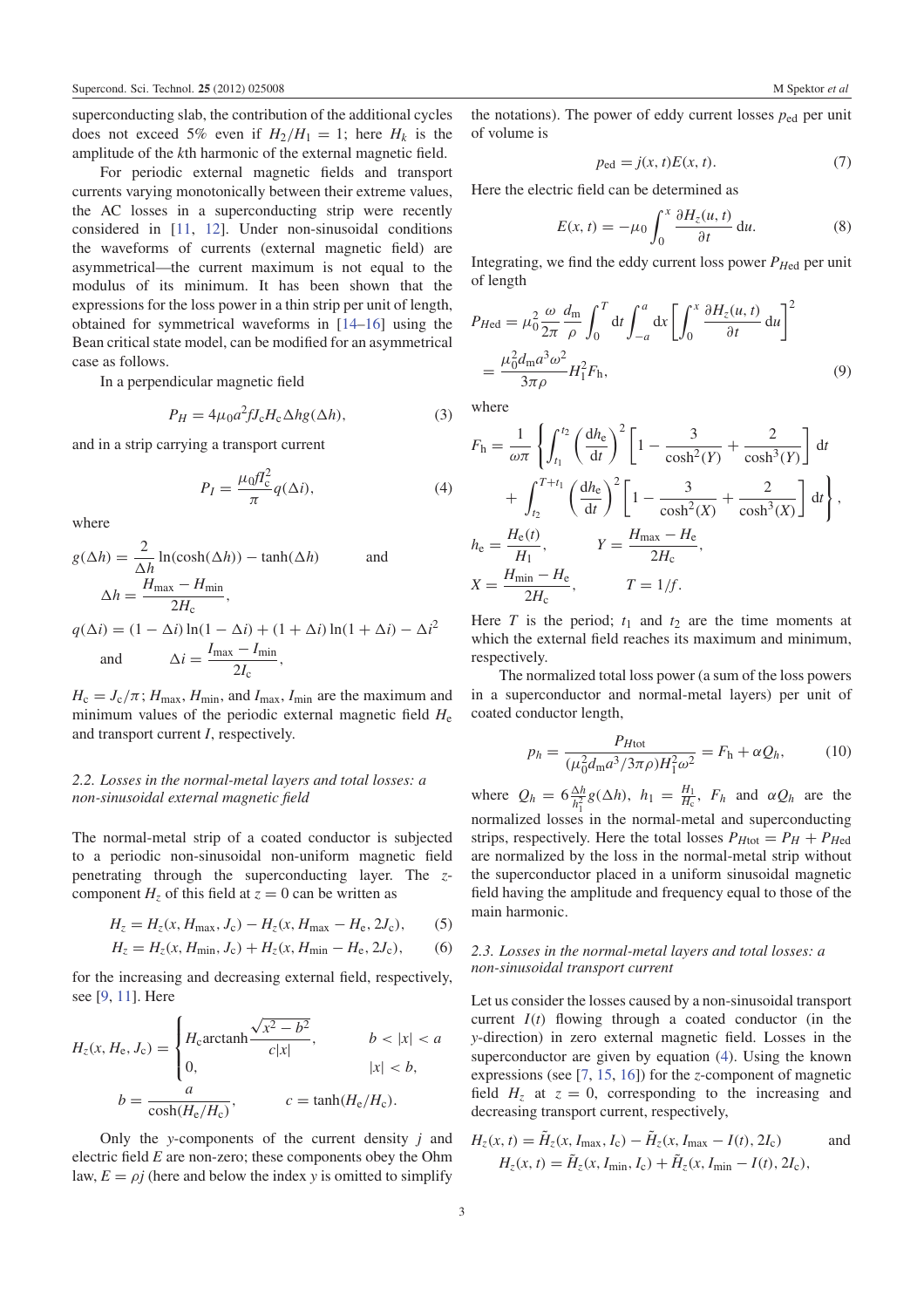superconducting slab, the contribution of the additional cycles does not exceed 5% even if $H_2/H_1 = 1$; here $H_k$ is the amplitude of the $k$th harmonic of the external magnetic field.

For periodic external magnetic fields and transport currents varying monotonically between their extreme values, the AC losses in a superconducting strip were recently considered in [11, 12]. Under non-sinusoidal conditions the waveforms of currents (external magnetic field) are asymmetrical—the current maximum is not equal to the modulus of its minimum. It has been shown that the expressions for the loss power in a thin strip per unit of length, obtained for symmetrical waveforms in [14–16] using the Bean critical state model, can be modified for an asymmetrical case as follows.

In a perpendicular magnetic field

$$P_H = 4\mu_0 a^2 f J_c H_c \Delta h g(\Delta h), \tag{3}$$

and in a strip carrying a transport current

$$P_I = \frac{\mu_0 f I_c^2}{\pi} q(\Delta i), \tag{4}$$

where

$$g(\Delta h) = \frac{2}{\Delta h}\ln(\cosh(\Delta h)) - \tanh(\Delta h) \qquad \text{and} \qquad \Delta h = \frac{H_{\max} - H_{\min}}{2H_c},$$

$$q(\Delta i) = (1-\Delta i)\ln(1-\Delta i) + (1+\Delta i)\ln(1+\Delta i) - \Delta i^2 \qquad \text{and} \qquad \Delta i = \frac{I_{\max} - I_{\min}}{2I_c},$$

$H_c = J_c/\pi$; $H_{\max}$, $H_{\min}$, and $I_{\max}$, $I_{\min}$ are the maximum and minimum values of the periodic external magnetic field $H_e$ and transport current $I$, respectively.

### 2.2. Losses in the normal-metal layers and total losses: a non-sinusoidal external magnetic field

The normal-metal strip of a coated conductor is subjected to a periodic non-sinusoidal non-uniform magnetic field penetrating through the superconducting layer. The $z$-component $H_z$ of this field at $z = 0$ can be written as

$$H_z = H_z(x, H_{\max}, J_c) - H_z(x, H_{\max} - H_e, 2J_c), \tag{5}$$

$$H_z = H_z(x, H_{\min}, J_c) + H_z(x, H_{\min} - H_e, 2J_c), \tag{6}$$

for the increasing and decreasing external field, respectively, see [9, 11]. Here

$$H_z(x, H_e, J_c) = \begin{cases} H_c \operatorname{arctanh} \dfrac{\sqrt{x^2 - b^2}}{c|x|}, & b < |x| < a \\ 0, & |x| < b, \end{cases}$$

$$b = \frac{a}{\cosh(H_e/H_c)}, \qquad c = \tanh(H_e/H_c).$$

Only the $y$-components of the current density $j$ and electric field $E$ are non-zero; these components obey the Ohm law, $E = \rho j$ (here and below the index $y$ is omitted to simplify the notations). The power of eddy current losses $p_{ed}$ per unit of volume is

$$p_{ed} = j(x, t)E(x, t). \tag{7}$$

Here the electric field can be determined as

$$E(x, t) = -\mu_0 \int_0^x \frac{\partial H_z(u, t)}{\partial t}\, du. \tag{8}$$

Integrating, we find the eddy current loss power $P_{Hed}$ per unit of length

$$P_{Hed} = \mu_0^2 \frac{\omega}{2\pi}\frac{d_m}{\rho}\int_0^T dt \int_{-a}^{a} dx \left[\int_0^x \frac{\partial H_z(u, t)}{\partial t}\, du\right]^2 = \frac{\mu_0^2 d_m a^3 \omega^2}{3\pi\rho} H_1^2 F_h, \tag{9}$$

where

$$F_h = \frac{1}{\omega\pi}\left\{\int_{t_1}^{t_2}\left(\frac{dh_e}{dt}\right)^2\left[1 - \frac{3}{\cosh^2(Y)} + \frac{2}{\cosh^3(Y)}\right]dt + \int_{t_2}^{T+t_1}\left(\frac{dh_e}{dt}\right)^2\left[1 - \frac{3}{\cosh^2(X)} + \frac{2}{\cosh^3(X)}\right]dt\right\},$$

$$h_e = \frac{H_e(t)}{H_1}, \qquad Y = \frac{H_{\max} - H_e}{2H_c},$$

$$X = \frac{H_{\min} - H_e}{2H_c}, \qquad T = 1/f.$$

Here $T$ is the period; $t_1$ and $t_2$ are the time moments at which the external field reaches its maximum and minimum, respectively.

The normalized total loss power (a sum of the loss powers in a superconductor and normal-metal layers) per unit of coated conductor length,

$$p_h = \frac{P_{Htot}}{(\mu_0^2 d_m a^3/3\pi\rho)H_1^2\omega^2} = F_h + \alpha Q_h, \tag{10}$$

where $Q_h = 6\frac{\Delta h}{h_1^2}g(\Delta h)$, $h_1 = \frac{H_1}{H_c}$, $F_h$ and $\alpha Q_h$ are the normalized losses in the normal-metal and superconducting strips, respectively. Here the total losses $P_{Htot} = P_H + P_{Hed}$ are normalized by the loss in the normal-metal strip without the superconductor placed in a uniform sinusoidal magnetic field having the amplitude and frequency equal to those of the main harmonic.

### 2.3. Losses in the normal-metal layers and total losses: a non-sinusoidal transport current

Let us consider the losses caused by a non-sinusoidal transport current $I(t)$ flowing through a coated conductor (in the $y$-direction) in zero external magnetic field. Losses in the superconductor are given by equation (4). Using the known expressions (see [7, 15, 16]) for the $z$-component of magnetic field $H_z$ at $z = 0$, corresponding to the increasing and decreasing transport current, respectively,

$$H_z(x, t) = \tilde{H}_z(x, I_{\max}, I_c) - \tilde{H}_z(x, I_{\max} - I(t), 2I_c) \qquad \text{and}$$

$$H_z(x, t) = \tilde{H}_z(x, I_{\min}, I_c) + \tilde{H}_z(x, I_{\min} - I(t), 2I_c),$$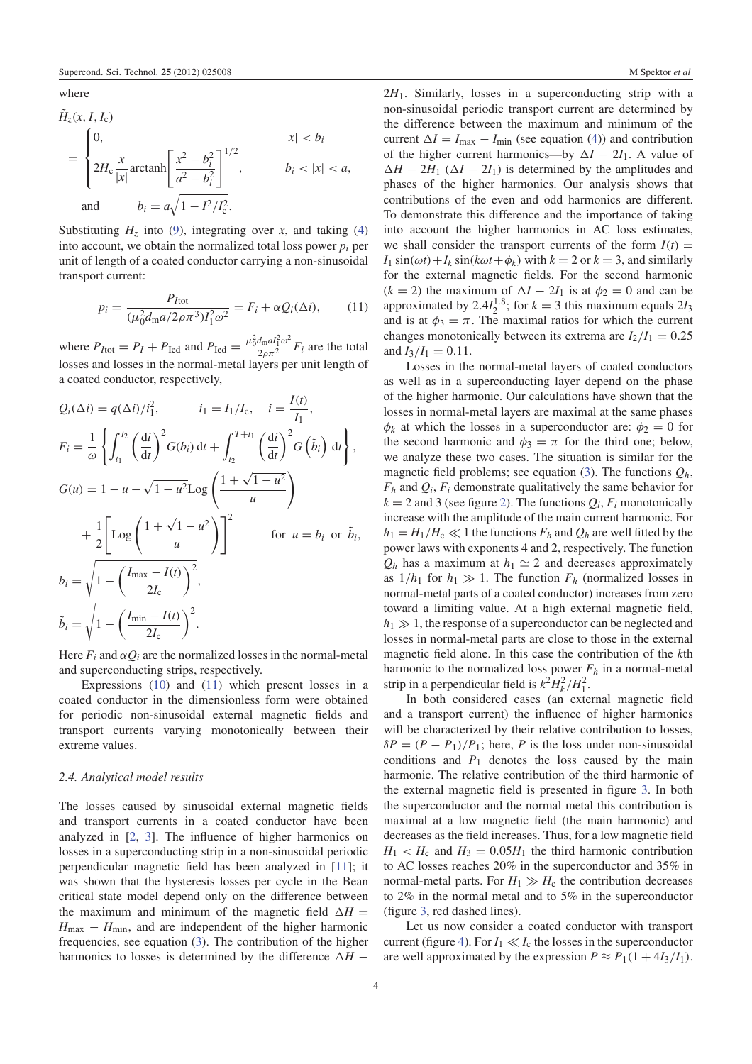where

$$
\tilde{H}_z(x, I, I_c) = \begin{cases} 0, & |x| < b_i \\ 2H_c \dfrac{x}{|x|} \text{arctanh}\left[\dfrac{x^2 - b_i^2}{a^2 - b_i^2}\right]^{1/2}, & b_i < |x| < a, \end{cases}
$$

$$
\text{and} \qquad b_i = a\sqrt{1 - I^2/I_c^2}.
$$

Substituting $H_z$ into (9), integrating over $x$, and taking (4) into account, we obtain the normalized total loss power $p_i$ per unit of length of a coated conductor carrying a non-sinusoidal transport current:

$$
p_i = \frac{P_{I\text{tot}}}{(\mu_0^2 d_m a / 2\rho\pi^3) I_1^2 \omega^2} = F_i + \alpha Q_i(\Delta i), \tag{11}
$$

where $P_{I\text{tot}} = P_I + P_{I\text{ed}}$ and $P_{I\text{ed}} = \frac{\mu_0^2 d_m a I_1^2 \omega^2}{2\rho\pi^2} F_i$ are the total losses and losses in the normal-metal layers per unit length of a coated conductor, respectively,

$$
Q_i(\Delta i) = q(\Delta i)/i_1^2, \qquad i_1 = I_1/I_c, \quad i = \frac{I(t)}{I_1},
$$

$$
F_i = \frac{1}{\omega}\left\{\int_{t_1}^{t_2}\left(\frac{\mathrm{d}i}{\mathrm{d}t}\right)^2 G(b_i)\,\mathrm{d}t + \int_{t_2}^{T+t_1}\left(\frac{\mathrm{d}i}{\mathrm{d}t}\right)^2 G\left(\tilde{b}_i\right)\,\mathrm{d}t\right\},
$$

$$
G(u) = 1 - u - \sqrt{1-u^2}\,\text{Log}\left(\frac{1+\sqrt{1-u^2}}{u}\right) + \frac{1}{2}\left[\text{Log}\left(\frac{1+\sqrt{1-u^2}}{u}\right)\right]^2 \qquad \text{for } u = b_i \text{ or } \tilde{b}_i,
$$

$$
b_i = \sqrt{1 - \left(\frac{I_{\max} - I(t)}{2I_c}\right)^2},
$$

$$
\tilde{b}_i = \sqrt{1 - \left(\frac{I_{\min} - I(t)}{2I_c}\right)^2}.
$$

Here $F_i$ and $\alpha Q_i$ are the normalized losses in the normal-metal and superconducting strips, respectively.

Expressions (10) and (11) which present losses in a coated conductor in the dimensionless form were obtained for periodic non-sinusoidal external magnetic fields and transport currents varying monotonically between their extreme values.

### 2.4. Analytical model results

The losses caused by sinusoidal external magnetic fields and transport currents in a coated conductor have been analyzed in [2, 3]. The influence of higher harmonics on losses in a superconducting strip in a non-sinusoidal periodic perpendicular magnetic field has been analyzed in [11]; it was shown that the hysteresis losses per cycle in the Bean critical state model depend only on the difference between the maximum and minimum of the magnetic field $\Delta H = H_{\max} - H_{\min}$, and are independent of the higher harmonic frequencies, see equation (3). The contribution of the higher harmonics to losses is determined by the difference $\Delta H - 2H_1$. Similarly, losses in a superconducting strip with a non-sinusoidal periodic transport current are determined by the difference between the maximum and minimum of the current $\Delta I = I_{\max} - I_{\min}$ (see equation (4)) and contribution of the higher current harmonics—by $\Delta I - 2I_1$. A value of $\Delta H - 2H_1$ ($\Delta I - 2I_1$) is determined by the amplitudes and phases of the higher harmonics. Our analysis shows that contributions of the even and odd harmonics are different. To demonstrate this difference and the importance of taking into account the higher harmonics in AC loss estimates, we shall consider the transport currents of the form $I(t) = I_1 \sin(\omega t) + I_k \sin(k\omega t + \phi_k)$ with $k = 2$ or $k = 3$, and similarly for the external magnetic fields. For the second harmonic ($k = 2$) the maximum of $\Delta I - 2I_1$ is at $\phi_2 = 0$ and can be approximated by $2.4I_2^{1.8}$; for $k = 3$ this maximum equals $2I_3$ and is at $\phi_3 = \pi$. The maximal ratios for which the current changes monotonically between its extrema are $I_2/I_1 = 0.25$ and $I_3/I_1 = 0.11$.

Losses in the normal-metal layers of coated conductors as well as in a superconducting layer depend on the phase of the higher harmonic. Our calculations have shown that the losses in normal-metal layers are maximal at the same phases $\phi_k$ at which the losses in a superconductor are: $\phi_2 = 0$ for the second harmonic and $\phi_3 = \pi$ for the third one; below, we analyze these two cases. The situation is similar for the magnetic field problems; see equation (3). The functions $Q_h$, $F_h$ and $Q_i$, $F_i$ demonstrate qualitatively the same behavior for $k = 2$ and 3 (see figure 2). The functions $Q_i$, $F_i$ monotonically increase with the amplitude of the main current harmonic. For $h_1 = H_1/H_c \ll 1$ the functions $F_h$ and $Q_h$ are well fitted by the power laws with exponents 4 and 2, respectively. The function $Q_h$ has a maximum at $h_1 \simeq 2$ and decreases approximately as $1/h_1$ for $h_1 \gg 1$. The function $F_h$ (normalized losses in normal-metal parts of a coated conductor) increases from zero toward a limiting value. At a high external magnetic field, $h_1 \gg 1$, the response of a superconductor can be neglected and losses in normal-metal parts are close to those in the external magnetic field alone. In this case the contribution of the $k$th harmonic to the normalized loss power $F_h$ in a normal-metal strip in a perpendicular field is $k^2 H_k^2/H_1^2$.

In both considered cases (an external magnetic field and a transport current) the influence of higher harmonics will be characterized by their relative contribution to losses, $\delta P = (P - P_1)/P_1$; here, $P$ is the loss under non-sinusoidal conditions and $P_1$ denotes the loss caused by the main harmonic. The relative contribution of the third harmonic of the external magnetic field is presented in figure 3. In both the superconductor and the normal metal this contribution is maximal at a low magnetic field (the main harmonic) and decreases as the field increases. Thus, for a low magnetic field $H_1 < H_c$ and $H_3 = 0.05H_1$ the third harmonic contribution to AC losses reaches 20% in the superconductor and 35% in normal-metal parts. For $H_1 \gg H_c$ the contribution decreases to 2% in the normal metal and to 5% in the superconductor (figure 3, red dashed lines).

Let us now consider a coated conductor with transport current (figure 4). For $I_1 \ll I_c$ the losses in the superconductor are well approximated by the expression $P \approx P_1(1 + 4I_3/I_1)$.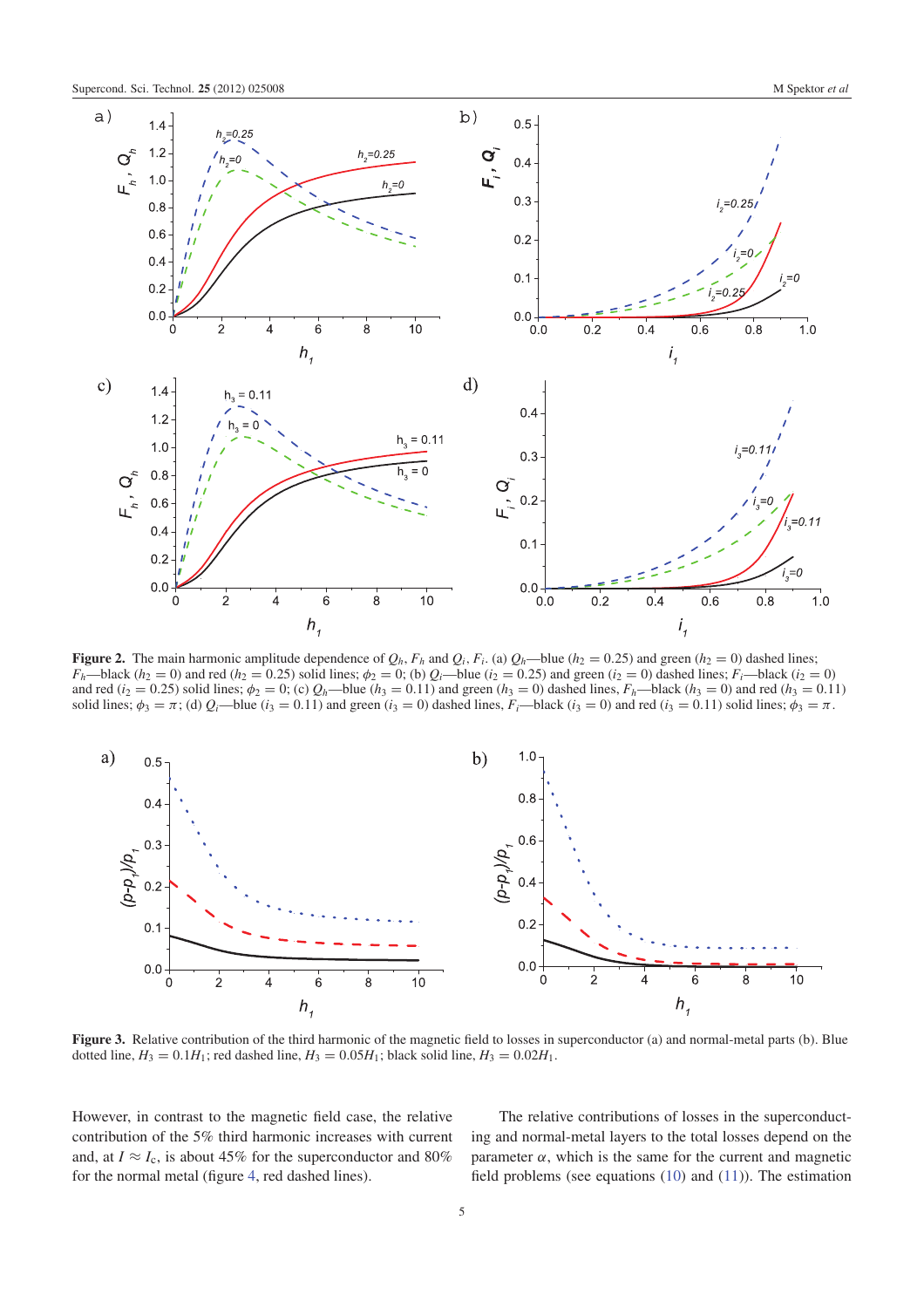**Figure 2.** The main harmonic amplitude dependence of $Q_h$, $F_h$ and $Q_i$, $F_i$. (a) $Q_h$—blue ($h_2 = 0.25$) and green ($h_2 = 0$) dashed lines; $F_h$—black ($h_2 = 0$) and red ($h_2 = 0.25$) solid lines; $\phi_2 = 0$; (b) $Q_i$—blue ($i_2 = 0.25$) and green ($i_2 = 0$) dashed lines; $F_i$—black ($i_2 = 0$) and red ($i_2 = 0.25$) solid lines; $\phi_2 = 0$; (c) $Q_h$—blue ($h_3 = 0.11$) and green ($h_3 = 0$) dashed lines, $F_h$—black ($h_3 = 0$) and red ($h_3 = 0.11$) solid lines; $\phi_3 = \pi$; (d) $Q_i$—blue ($i_3 = 0.11$) and green ($i_3 = 0$) dashed lines, $F_i$—black ($i_3 = 0$) and red ($i_3 = 0.11$) solid lines; $\phi_3 = \pi$.

**Figure 3.** Relative contribution of the third harmonic of the magnetic field to losses in superconductor (a) and normal-metal parts (b). Blue dotted line, $H_3 = 0.1H_1$; red dashed line, $H_3 = 0.05H_1$; black solid line, $H_3 = 0.02H_1$.

However, in contrast to the magnetic field case, the relative contribution of the 5% third harmonic increases with current and, at $I \approx I_c$, is about 45% for the superconductor and 80% for the normal metal (figure 4, red dashed lines).

The relative contributions of losses in the superconducting and normal-metal layers to the total losses depend on the parameter $\alpha$, which is the same for the current and magnetic field problems (see equations (10) and (11)). The estimation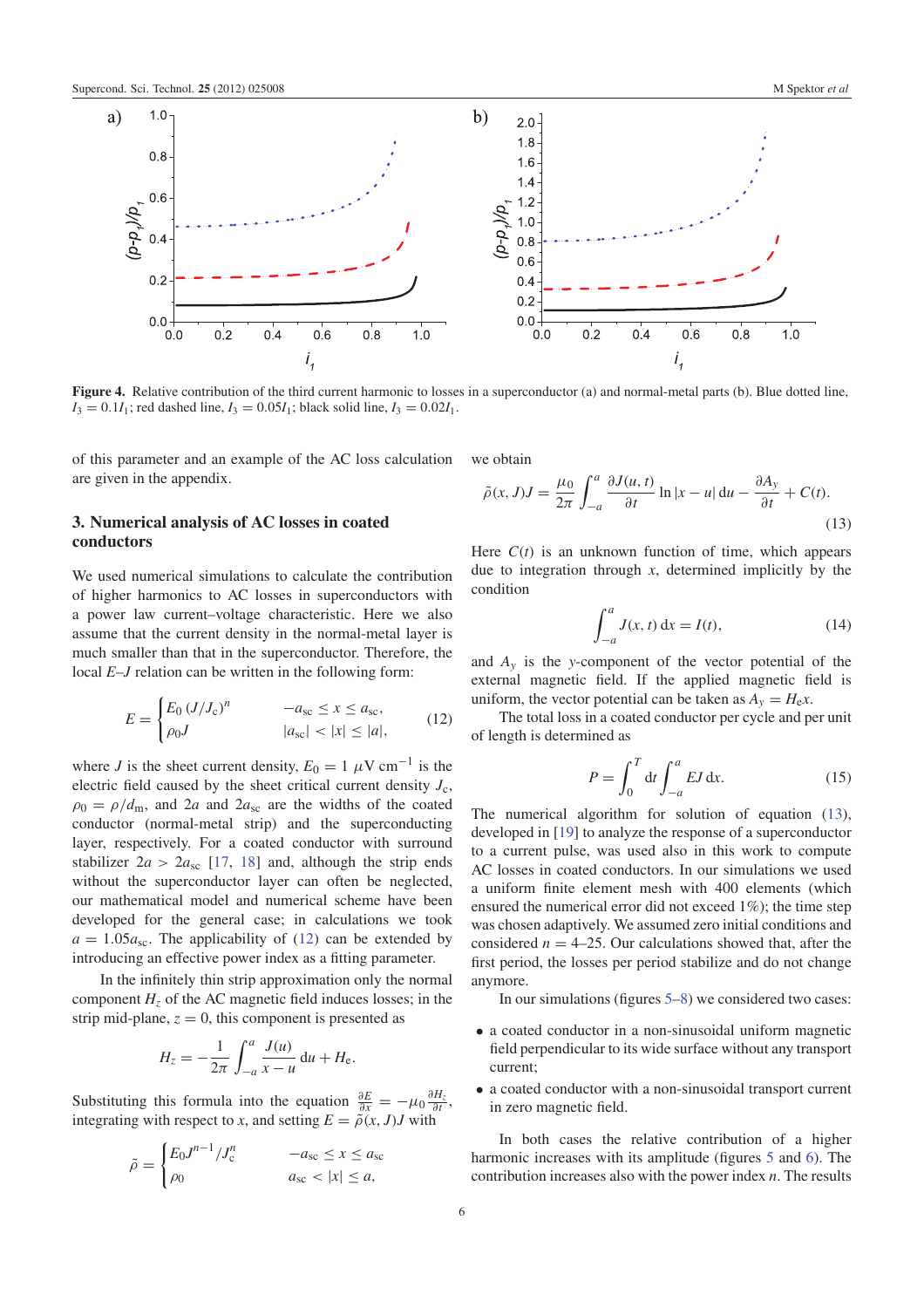Figure 4. Relative contribution of the third current harmonic to losses in a superconductor (a) and normal-metal parts (b). Blue dotted line, $I_3 = 0.1I_1$; red dashed line, $I_3 = 0.05I_1$; black solid line, $I_3 = 0.02I_1$.

of this parameter and an example of the AC loss calculation are given in the appendix.

## 3. Numerical analysis of AC losses in coated conductors

We used numerical simulations to calculate the contribution of higher harmonics to AC losses in superconductors with a power law current–voltage characteristic. Here we also assume that the current density in the normal-metal layer is much smaller than that in the superconductor. Therefore, the local $E$–$J$ relation can be written in the following form:

$$E = \begin{cases} E_0 \left(J/J_c\right)^n & -a_{sc} \le x \le a_{sc}, \\ \rho_0 J & |a_{sc}| < |x| \le |a|, \end{cases} \tag{12}$$

where $J$ is the sheet current density, $E_0 = 1\ \mu\mathrm{V\ cm}^{-1}$ is the electric field caused by the sheet critical current density $J_c$, $\rho_0 = \rho/d_m$, and $2a$ and $2a_{sc}$ are the widths of the coated conductor (normal-metal strip) and the superconducting layer, respectively. For a coated conductor with surround stabilizer $2a > 2a_{sc}$ [17, 18] and, although the strip ends without the superconductor layer can often be neglected, our mathematical model and numerical scheme have been developed for the general case; in calculations we took $a = 1.05a_{sc}$. The applicability of (12) can be extended by introducing an effective power index as a fitting parameter.

In the infinitely thin strip approximation only the normal component $H_z$ of the AC magnetic field induces losses; in the strip mid-plane, $z = 0$, this component is presented as

$$H_z = -\frac{1}{2\pi}\int_{-a}^{a}\frac{J(u)}{x-u}\,\mathrm{d}u + H_e.$$

Substituting this formula into the equation $\frac{\partial E}{\partial x} = -\mu_0\frac{\partial H_z}{\partial t}$, integrating with respect to $x$, and setting $E = \tilde{\rho}(x, J)J$ with

$$\tilde{\rho} = \begin{cases} E_0 J^{n-1}/J_c^n & -a_{sc} \le x \le a_{sc} \\ \rho_0 & a_{sc} < |x| \le a, \end{cases}$$

we obtain

$$\tilde{\rho}(x, J)J = \frac{\mu_0}{2\pi}\int_{-a}^{a}\frac{\partial J(u,t)}{\partial t}\ln|x-u|\,\mathrm{d}u - \frac{\partial A_y}{\partial t} + C(t). \tag{13}$$

Here $C(t)$ is an unknown function of time, which appears due to integration through $x$, determined implicitly by the condition

$$\int_{-a}^{a} J(x,t)\,\mathrm{d}x = I(t), \tag{14}$$

and $A_y$ is the $y$-component of the vector potential of the external magnetic field. If the applied magnetic field is uniform, the vector potential can be taken as $A_y = H_e x$.

The total loss in a coated conductor per cycle and per unit of length is determined as

$$P = \int_0^T \mathrm{d}t \int_{-a}^{a} EJ\,\mathrm{d}x. \tag{15}$$

The numerical algorithm for solution of equation (13), developed in [19] to analyze the response of a superconductor to a current pulse, was used also in this work to compute AC losses in coated conductors. In our simulations we used a uniform finite element mesh with 400 elements (which ensured the numerical error did not exceed 1%); the time step was chosen adaptively. We assumed zero initial conditions and considered $n = 4$–25. Our calculations showed that, after the first period, the losses per period stabilize and do not change anymore.

In our simulations (figures 5–8) we considered two cases:

- a coated conductor in a non-sinusoidal uniform magnetic field perpendicular to its wide surface without any transport current;
- a coated conductor with a non-sinusoidal transport current in zero magnetic field.

In both cases the relative contribution of a higher harmonic increases with its amplitude (figures 5 and 6). The contribution increases also with the power index $n$. The results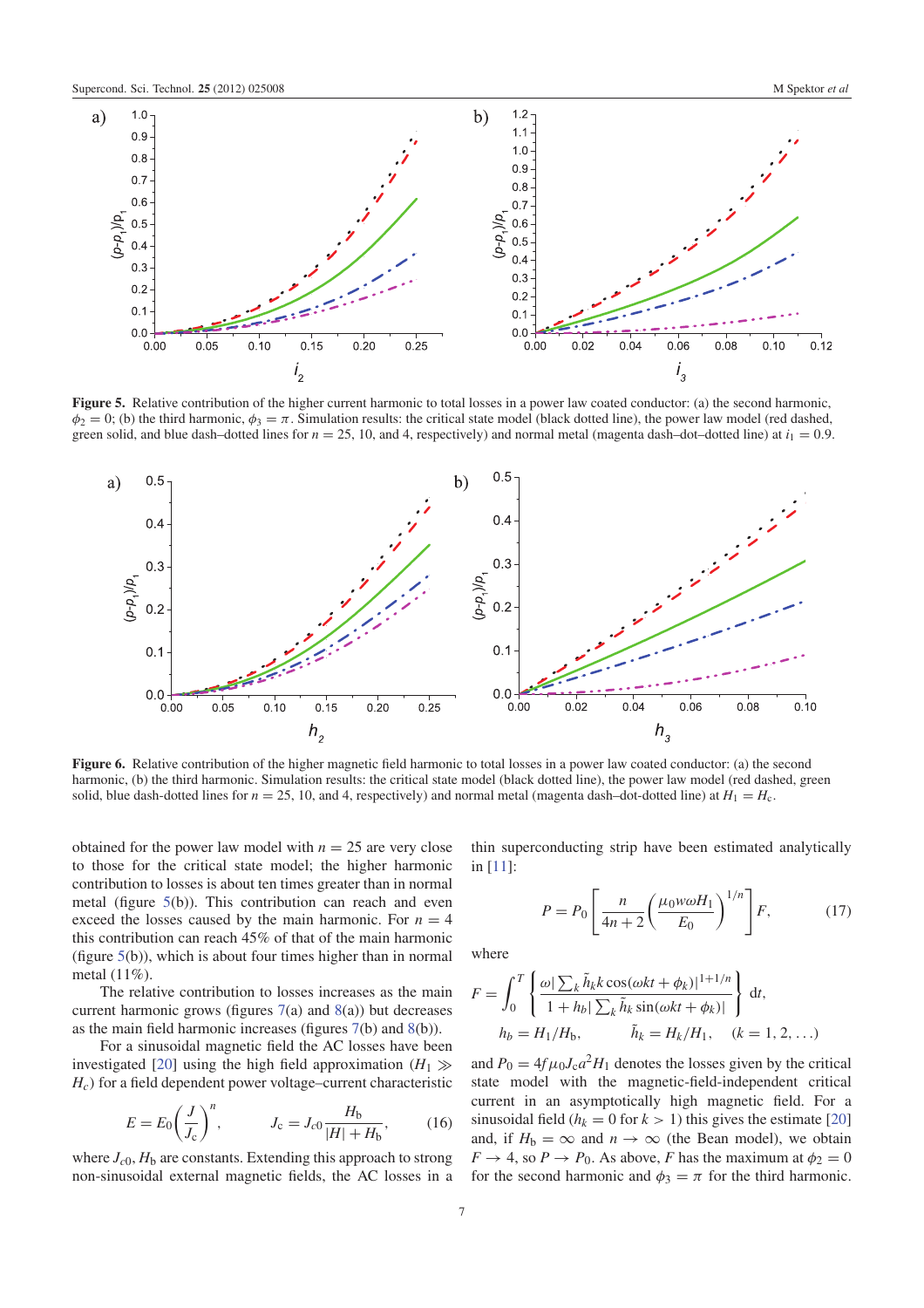Figure 5. Relative contribution of the higher current harmonic to total losses in a power law coated conductor: (a) the second harmonic, $\phi_2 = 0$; (b) the third harmonic, $\phi_3 = \pi$. Simulation results: the critical state model (black dotted line), the power law model (red dashed, green solid, and blue dash–dotted lines for $n = 25$, 10, and 4, respectively) and normal metal (magenta dash–dot–dotted line) at $i_1 = 0.9$.

Figure 6. Relative contribution of the higher magnetic field harmonic to total losses in a power law coated conductor: (a) the second harmonic, (b) the third harmonic. Simulation results: the critical state model (black dotted line), the power law model (red dashed, green solid, blue dash-dotted lines for $n = 25$, 10, and 4, respectively) and normal metal (magenta dash–dot-dotted line) at $H_1 = H_c$.

obtained for the power law model with $n = 25$ are very close to those for the critical state model; the higher harmonic contribution to losses is about ten times greater than in normal metal (figure 5(b)). This contribution can reach and even exceed the losses caused by the main harmonic. For $n = 4$ this contribution can reach 45% of that of the main harmonic (figure 5(b)), which is about four times higher than in normal metal (11%).

The relative contribution to losses increases as the main current harmonic grows (figures 7(a) and 8(a)) but decreases as the main field harmonic increases (figures 7(b) and 8(b)).

For a sinusoidal magnetic field the AC losses have been investigated [20] using the high field approximation ($H_1 \gg H_c$) for a field dependent power voltage–current characteristic

$$E = E_0\left(\frac{J}{J_c}\right)^n, \qquad J_c = J_{c0}\frac{H_b}{|H| + H_b}, \tag{16}$$

where $J_{c0}$, $H_b$ are constants. Extending this approach to strong non-sinusoidal external magnetic fields, the AC losses in a thin superconducting strip have been estimated analytically in [11]:

$$P = P_0\left[\frac{n}{4n+2}\left(\frac{\mu_0 w\omega H_1}{E_0}\right)^{1/n}\right]F, \tag{17}$$

where

$$F = \int_0^T \left\{\frac{\omega|\sum_k \tilde{h}_k k\cos(\omega kt + \phi_k)|^{1+1/n}}{1 + h_b|\sum_k \tilde{h}_k \sin(\omega kt + \phi_k)|}\right\} \mathrm{d}t,$$

$$h_b = H_1/H_b, \qquad \tilde{h}_k = H_k/H_1, \quad (k = 1, 2, \ldots)$$

and $P_0 = 4f\mu_0 J_c a^2 H_1$ denotes the losses given by the critical state model with the magnetic-field-independent critical current in an asymptotically high magnetic field. For a sinusoidal field ($h_k = 0$ for $k > 1$) this gives the estimate [20] and, if $H_b = \infty$ and $n \to \infty$ (the Bean model), we obtain $F \to 4$, so $P \to P_0$. As above, $F$ has the maximum at $\phi_2 = 0$ for the second harmonic and $\phi_3 = \pi$ for the third harmonic.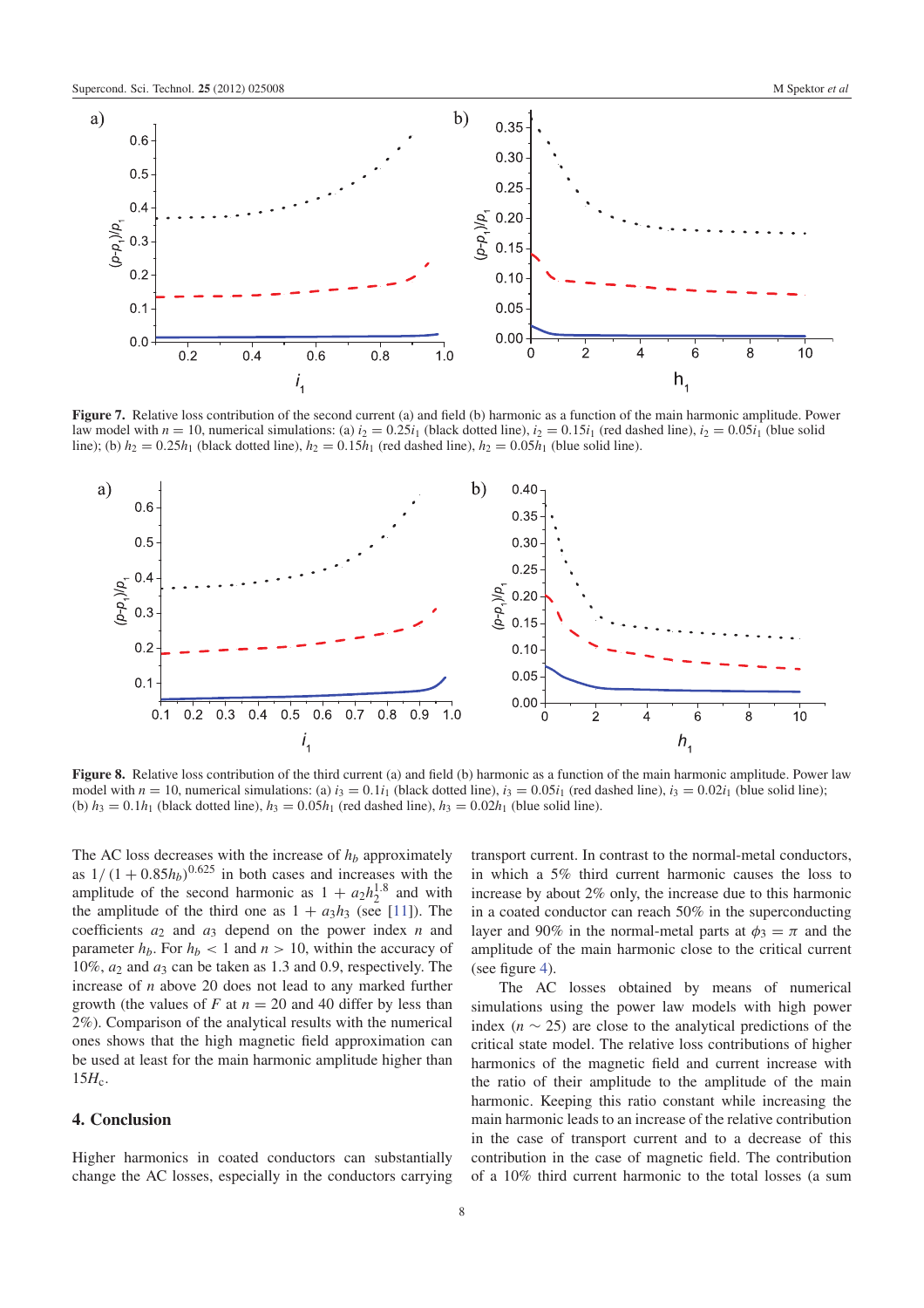**Figure 7.** Relative loss contribution of the second current (a) and field (b) harmonic as a function of the main harmonic amplitude. Power law model with $n = 10$, numerical simulations: (a) $i_2 = 0.25i_1$ (black dotted line), $i_2 = 0.15i_1$ (red dashed line), $i_2 = 0.05i_1$ (blue solid line); (b) $h_2 = 0.25h_1$ (black dotted line), $h_2 = 0.15h_1$ (red dashed line), $h_2 = 0.05h_1$ (blue solid line).

**Figure 8.** Relative loss contribution of the third current (a) and field (b) harmonic as a function of the main harmonic amplitude. Power law model with $n = 10$, numerical simulations: (a) $i_3 = 0.1i_1$ (black dotted line), $i_3 = 0.05i_1$ (red dashed line), $i_3 = 0.02i_1$ (blue solid line); (b) $h_3 = 0.1h_1$ (black dotted line), $h_3 = 0.05h_1$ (red dashed line), $h_3 = 0.02h_1$ (blue solid line).

The AC loss decreases with the increase of $h_b$ approximately as $1/(1 + 0.85h_b)^{0.625}$ in both cases and increases with the amplitude of the second harmonic as $1 + a_2h_2^{1.8}$ and with the amplitude of the third one as $1 + a_3h_3$ (see [11]). The coefficients $a_2$ and $a_3$ depend on the power index $n$ and parameter $h_b$. For $h_b < 1$ and $n > 10$, within the accuracy of 10%, $a_2$ and $a_3$ can be taken as 1.3 and 0.9, respectively. The increase of $n$ above 20 does not lead to any marked further growth (the values of $F$ at $n = 20$ and 40 differ by less than 2%). Comparison of the analytical results with the numerical ones shows that the high magnetic field approximation can be used at least for the main harmonic amplitude higher than $15H_c$.

## 4. Conclusion

Higher harmonics in coated conductors can substantially change the AC losses, especially in the conductors carrying transport current. In contrast to the normal-metal conductors, in which a 5% third current harmonic causes the loss to increase by about 2% only, the increase due to this harmonic in a coated conductor can reach 50% in the superconducting layer and 90% in the normal-metal parts at $\phi_3 = \pi$ and the amplitude of the main harmonic close to the critical current (see figure 4).

The AC losses obtained by means of numerical simulations using the power law models with high power index ($n \sim 25$) are close to the analytical predictions of the critical state model. The relative loss contributions of higher harmonics of the magnetic field and current increase with the ratio of their amplitude to the amplitude of the main harmonic. Keeping this ratio constant while increasing the main harmonic leads to an increase of the relative contribution in the case of transport current and to a decrease of this contribution in the case of magnetic field. The contribution of a 10% third current harmonic to the total losses (a sum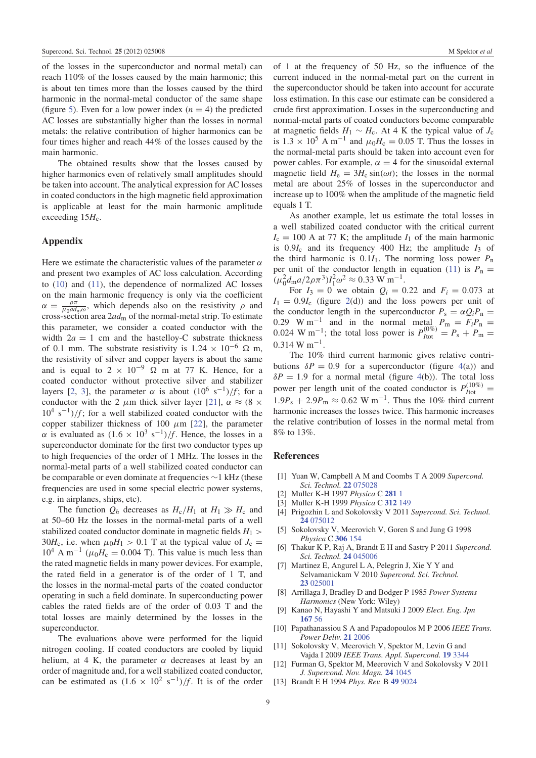of the losses in the superconductor and normal metal) can reach 110% of the losses caused by the main harmonic; this is about ten times more than the losses caused by the third harmonic in the normal-metal conductor of the same shape (figure 5). Even for a low power index ($n = 4$) the predicted AC losses are substantially higher than the losses in normal metals: the relative contribution of higher harmonics can be four times higher and reach 44% of the losses caused by the main harmonic.

The obtained results show that the losses caused by higher harmonics even of relatively small amplitudes should be taken into account. The analytical expression for AC losses in coated conductors in the high magnetic field approximation is applicable at least for the main harmonic amplitude exceeding $15H_c$.

## Appendix

Here we estimate the characteristic values of the parameter $\alpha$ and present two examples of AC loss calculation. According to (10) and (11), the dependence of normalized AC losses on the main harmonic frequency is only via the coefficient $\alpha = \frac{\rho\pi}{\mu_0 a d_m \omega}$, which depends also on the resistivity $\rho$ and cross-section area $2ad_m$ of the normal-metal strip. To estimate this parameter, we consider a coated conductor with the width $2a = 1$ cm and the hastelloy-C substrate thickness of 0.1 mm. The substrate resistivity is $1.24 \times 10^{-6}$ Ω m, the resistivity of silver and copper layers is about the same and is equal to $2 \times 10^{-9}$ Ω m at 77 K. Hence, for a coated conductor without protective silver and stabilizer layers [2, 3], the parameter $\alpha$ is about $(10^6\ \mathrm{s}^{-1})/f$; for a conductor with the 2 μm thick silver layer [21], $\alpha \approx (8 \times 10^4\ \mathrm{s}^{-1})/f$; for a well stabilized coated conductor with the copper stabilizer thickness of 100 μm [22], the parameter $\alpha$ is evaluated as $(1.6 \times 10^3\ \mathrm{s}^{-1})/f$. Hence, the losses in a superconductor dominate for the first two conductor types up to high frequencies of the order of 1 MHz. The losses in the normal-metal parts of a well stabilized coated conductor can be comparable or even dominate at frequencies ~1 kHz (these frequencies are used in some special electric power systems, e.g. in airplanes, ships, etc).

The function $Q_h$ decreases as $H_c/H_1$ at $H_1 \gg H_c$ and at 50–60 Hz the losses in the normal-metal parts of a well stabilized coated conductor dominate in magnetic fields $H_1 > 30H_c$, i.e. when $\mu_0 H_1 > 0.1$ T at the typical value of $J_c = 10^4$ A m$^{-1}$ ($\mu_0 H_c = 0.004$ T). This value is much less than the rated magnetic fields in many power devices. For example, the rated field in a generator is of the order of 1 T, and the losses in the normal-metal parts of the coated conductor operating in such a field dominate. In superconducting power cables the rated fields are of the order of 0.03 T and the total losses are mainly determined by the losses in the superconductor.

The evaluations above were performed for the liquid nitrogen cooling. If coated conductors are cooled by liquid helium, at 4 K, the parameter $\alpha$ decreases at least by an order of magnitude and, for a well stabilized coated conductor, can be estimated as $(1.6 \times 10^2\ \mathrm{s}^{-1})/f$. It is of the order of 1 at the frequency of 50 Hz, so the influence of the current induced in the normal-metal part on the current in the superconductor should be taken into account for accurate loss estimation. In this case our estimate can be considered a crude first approximation. Losses in the superconducting and normal-metal parts of coated conductors become comparable at magnetic fields $H_1 \sim H_c$. At 4 K the typical value of $J_c$ is $1.3 \times 10^5$ A m$^{-1}$ and $\mu_0 H_c = 0.05$ T. Thus the losses in the normal-metal parts should be taken into account even for power cables. For example, $\alpha = 4$ for the sinusoidal external magnetic field $H_e = 3H_c \sin(\omega t)$; the losses in the normal metal are about 25% of losses in the superconductor and increase up to 100% when the amplitude of the magnetic field equals 1 T.

As another example, let us estimate the total losses in a well stabilized coated conductor with the critical current $I_c = 100$ A at 77 K; the amplitude $I_1$ of the main harmonic is $0.9I_c$ and its frequency 400 Hz; the amplitude $I_3$ of the third harmonic is $0.1I_1$. The norming loss power $P_n$ per unit of the conductor length in equation (11) is $P_n = (\mu_0^2 d_m a/2\rho\pi^3)I_1^2\omega^2 \approx 0.33$ W m$^{-1}$.

For $I_3 = 0$ we obtain $Q_i = 0.22$ and $F_i = 0.073$ at $I_1 = 0.9I_c$ (figure 2(d)) and the loss powers per unit of the conductor length in the superconductor $P_s = \alpha Q_i P_n = 0.29$ W m$^{-1}$ and in the normal metal $P_m = F_i P_n = 0.024$ W m$^{-1}$; the total loss power is $P_{I\mathrm{tot}}^{(0\%)} = P_s + P_m = 0.314$ W m$^{-1}$.

The 10% third current harmonic gives relative contributions $\delta P = 0.9$ for a superconductor (figure 4(a)) and $\delta P = 1.9$ for a normal metal (figure 4(b)). The total loss power per length unit of the coated conductor is $P_{I\mathrm{tot}}^{(10\%)} = 1.9P_s + 2.9P_m \approx 0.62$ W m$^{-1}$. Thus the 10% third current harmonic increases the losses twice. This harmonic increases the relative contribution of losses in the normal metal from 8% to 13%.

## References

[1] Yuan W, Campbell A M and Coombs T A 2009 *Supercond. Sci. Technol.* **22** 075028

[2] Muller K-H 1997 *Physica* C **281** 1

[3] Muller K-H 1999 *Physica* C **312** 149

[4] Prigozhin L and Sokolovsky V 2011 *Supercond. Sci. Technol.* **24** 075012

[5] Sokolovsky V, Meerovich V, Goren S and Jung G 1998 *Physica* C **306** 154

[6] Thakur K P, Raj A, Brandt E H and Sastry P 2011 *Supercond. Sci. Technol.* **24** 045006

[7] Martinez E, Angurel L A, Pelegrin J, Xie Y Y and Selvamanickam V 2010 *Supercond. Sci. Technol.* **23** 025001

[8] Arrillaga J, Bradley D and Bodger P 1985 *Power Systems Harmonics* (New York: Wiley)

[9] Kanao N, Hayashi Y and Matsuki J 2009 *Elect. Eng. Jpn* **167** 56

[10] Papathanassiou S A and Papadopoulos M P 2006 *IEEE Trans. Power Deliv.* **21** 2006

[11] Sokolovsky V, Meerovich V, Spektor M, Levin G and Vajda I 2009 *IEEE Trans. Appl. Supercond.* **19** 3344

[12] Furman G, Spektor M, Meerovich V and Sokolovsky V 2011 *J. Supercond. Nov. Magn.* **24** 1045

[13] Brandt E H 1994 *Phys. Rev.* B **49** 9024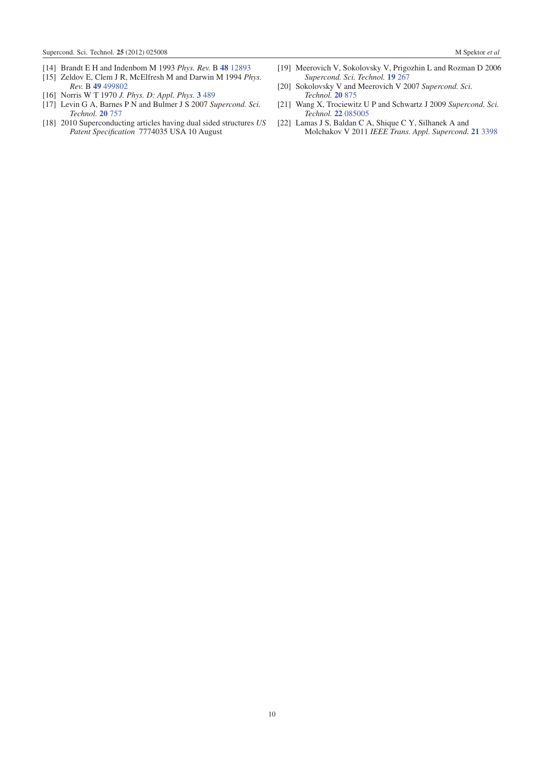- [14] Brandt E H and Indenbom M 1993 *Phys. Rev.* B **48** 12893
- [15] Zeldov E, Clem J R, McElfresh M and Darwin M 1994 *Phys. Rev.* B **49** 499802
- [16] Norris W T 1970 *J. Phys. D: Appl. Phys.* **3** 489
- [17] Levin G A, Barnes P N and Bulmer J S 2007 *Supercond. Sci. Technol.* **20** 757
- [18] 2010 Superconducting articles having dual sided structures *US Patent Specification* 7774035 USA 10 August
- [19] Meerovich V, Sokolovsky V, Prigozhin L and Rozman D 2006 *Supercond. Sci. Technol.* **19** 267
- [20] Sokolovsky V and Meerovich V 2007 *Supercond. Sci. Technol.* **20** 875
- [21] Wang X, Trociewitz U P and Schwartz J 2009 *Supercond. Sci. Technol.* **22** 085005
- [22] Lamas J S, Baldan C A, Shique C Y, Silhanek A and Molchakov V 2011 *IEEE Trans. Appl. Supercond.* **21** 3398